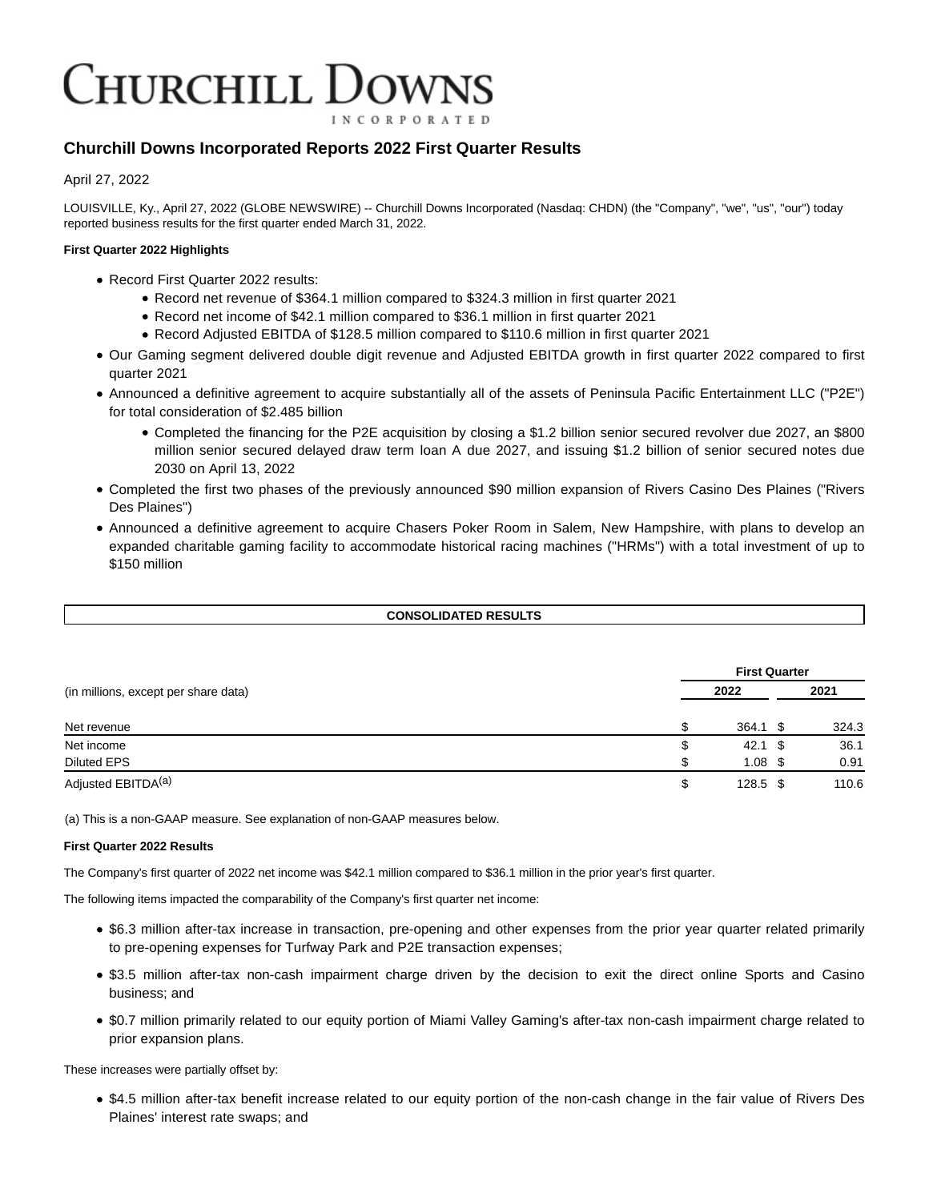# CHURCHILL DOWNS

INCORPORATED

## Churchill Downs Incorporated Reports 2022 First Quarter Results

April 27, 2022

LOUISVILLE, Ky., April 27, 2022 (GLOBE NEWSWIRE) -- Churchill Downs Incorporated (Nasdaq: CHDN) (the "Company", "we", "us", "our") today reported business results for the first quarter ended March 31, 2022.

**First Quarter 2022 Highlights**

- Record First Quarter 2022 results:
  - Record net revenue of $364.1 million compared to $324.3 million in first quarter 2021
  - Record net income of $42.1 million compared to $36.1 million in first quarter 2021
  - Record Adjusted EBITDA of $128.5 million compared to $110.6 million in first quarter 2021
- Our Gaming segment delivered double digit revenue and Adjusted EBITDA growth in first quarter 2022 compared to first quarter 2021
- Announced a definitive agreement to acquire substantially all of the assets of Peninsula Pacific Entertainment LLC ("P2E") for total consideration of $2.485 billion
  - Completed the financing for the P2E acquisition by closing a $1.2 billion senior secured revolver due 2027, an $800 million senior secured delayed draw term loan A due 2027, and issuing $1.2 billion of senior secured notes due 2030 on April 13, 2022
- Completed the first two phases of the previously announced $90 million expansion of Rivers Casino Des Plaines ("Rivers Des Plaines")
- Announced a definitive agreement to acquire Chasers Poker Room in Salem, New Hampshire, with plans to develop an expanded charitable gaming facility to accommodate historical racing machines ("HRMs") with a total investment of up to $150 million

**CONSOLIDATED RESULTS**

| (in millions, except per share data) | First Quarter 2022 | First Quarter 2021 |
|---|---|---|
| Net revenue | $ 364.1 | $ 324.3 |
| Net income | $ 42.1 | $ 36.1 |
| Diluted EPS | $ 1.08 | $ 0.91 |
| Adjusted EBITDA[(a)] | $ 128.5 | $ 110.6 |

(a) This is a non-GAAP measure. See explanation of non-GAAP measures below.

**First Quarter 2022 Results**

The Company's first quarter of 2022 net income was $42.1 million compared to $36.1 million in the prior year's first quarter.

The following items impacted the comparability of the Company's first quarter net income:

- $6.3 million after-tax increase in transaction, pre-opening and other expenses from the prior year quarter related primarily to pre-opening expenses for Turfway Park and P2E transaction expenses;
- $3.5 million after-tax non-cash impairment charge driven by the decision to exit the direct online Sports and Casino business; and
- $0.7 million primarily related to our equity portion of Miami Valley Gaming's after-tax non-cash impairment charge related to prior expansion plans.

These increases were partially offset by:

- $4.5 million after-tax benefit increase related to our equity portion of the non-cash change in the fair value of Rivers Des Plaines' interest rate swaps; and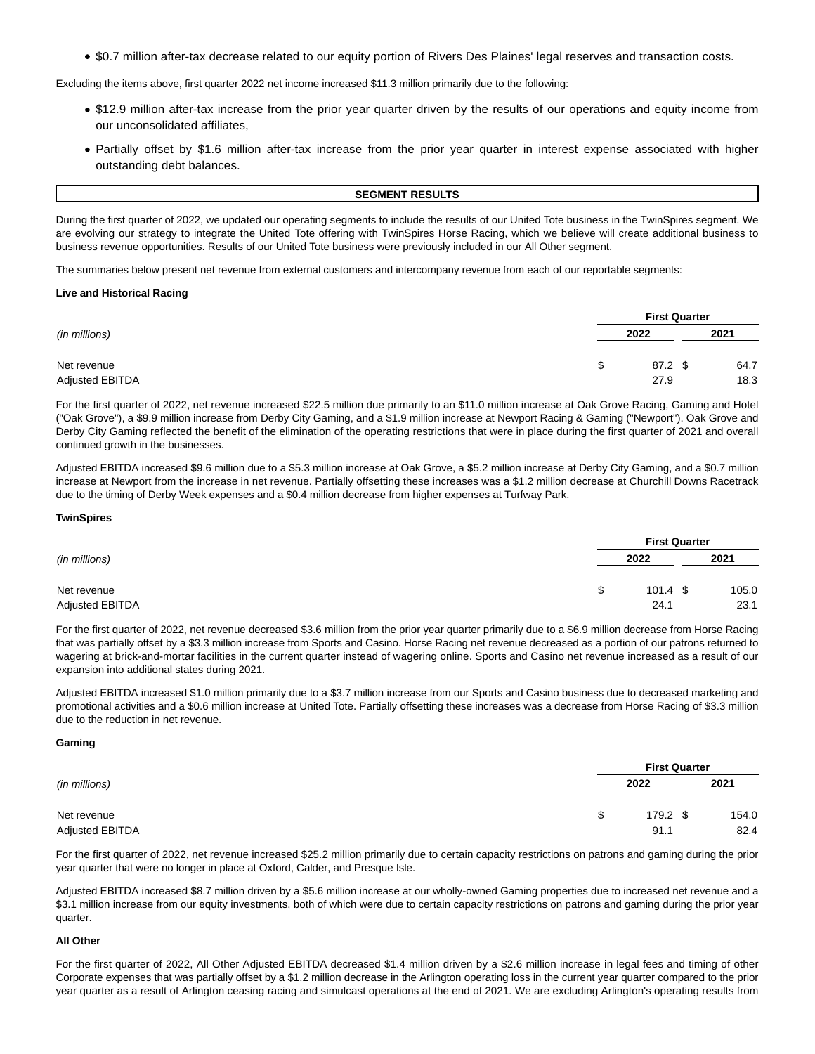- $0.7 million after-tax decrease related to our equity portion of Rivers Des Plaines' legal reserves and transaction costs.

Excluding the items above, first quarter 2022 net income increased $11.3 million primarily due to the following:

- $12.9 million after-tax increase from the prior year quarter driven by the results of our operations and equity income from our unconsolidated affiliates,
- Partially offset by $1.6 million after-tax increase from the prior year quarter in interest expense associated with higher outstanding debt balances.

## SEGMENT RESULTS

During the first quarter of 2022, we updated our operating segments to include the results of our United Tote business in the TwinSpires segment. We are evolving our strategy to integrate the United Tote offering with TwinSpires Horse Racing, which we believe will create additional business to business revenue opportunities. Results of our United Tote business were previously included in our All Other segment.

The summaries below present net revenue from external customers and intercompany revenue from each of our reportable segments:

**Live and Historical Racing**

| | First Quarter | |
|---|---|---|
| *(in millions)* | 2022 | 2021 |
| Net revenue | $ 87.2 | $ 64.7 |
| Adjusted EBITDA | 27.9 | 18.3 |

For the first quarter of 2022, net revenue increased $22.5 million due primarily to an $11.0 million increase at Oak Grove Racing, Gaming and Hotel ("Oak Grove"), a $9.9 million increase from Derby City Gaming, and a $1.9 million increase at Newport Racing & Gaming ("Newport"). Oak Grove and Derby City Gaming reflected the benefit of the elimination of the operating restrictions that were in place during the first quarter of 2021 and overall continued growth in the businesses.

Adjusted EBITDA increased $9.6 million due to a $5.3 million increase at Oak Grove, a $5.2 million increase at Derby City Gaming, and a $0.7 million increase at Newport from the increase in net revenue. Partially offsetting these increases was a $1.2 million decrease at Churchill Downs Racetrack due to the timing of Derby Week expenses and a $0.4 million decrease from higher expenses at Turfway Park.

**TwinSpires**

| | First Quarter | |
|---|---|---|
| *(in millions)* | 2022 | 2021 |
| Net revenue | $ 101.4 | $ 105.0 |
| Adjusted EBITDA | 24.1 | 23.1 |

For the first quarter of 2022, net revenue decreased $3.6 million from the prior year quarter primarily due to a $6.9 million decrease from Horse Racing that was partially offset by a $3.3 million increase from Sports and Casino. Horse Racing net revenue decreased as a portion of our patrons returned to wagering at brick-and-mortar facilities in the current quarter instead of wagering online. Sports and Casino net revenue increased as a result of our expansion into additional states during 2021.

Adjusted EBITDA increased $1.0 million primarily due to a $3.7 million increase from our Sports and Casino business due to decreased marketing and promotional activities and a $0.6 million increase at United Tote. Partially offsetting these increases was a decrease from Horse Racing of $3.3 million due to the reduction in net revenue.

**Gaming**

| | First Quarter | |
|---|---|---|
| *(in millions)* | 2022 | 2021 |
| Net revenue | $ 179.2 | $ 154.0 |
| Adjusted EBITDA | 91.1 | 82.4 |

For the first quarter of 2022, net revenue increased $25.2 million primarily due to certain capacity restrictions on patrons and gaming during the prior year quarter that were no longer in place at Oxford, Calder, and Presque Isle.

Adjusted EBITDA increased $8.7 million driven by a $5.6 million increase at our wholly-owned Gaming properties due to increased net revenue and a $3.1 million increase from our equity investments, both of which were due to certain capacity restrictions on patrons and gaming during the prior year quarter.

**All Other**

For the first quarter of 2022, All Other Adjusted EBITDA decreased $1.4 million driven by a $2.6 million increase in legal fees and timing of other Corporate expenses that was partially offset by a $1.2 million decrease in the Arlington operating loss in the current year quarter compared to the prior year quarter as a result of Arlington ceasing racing and simulcast operations at the end of 2021. We are excluding Arlington's operating results from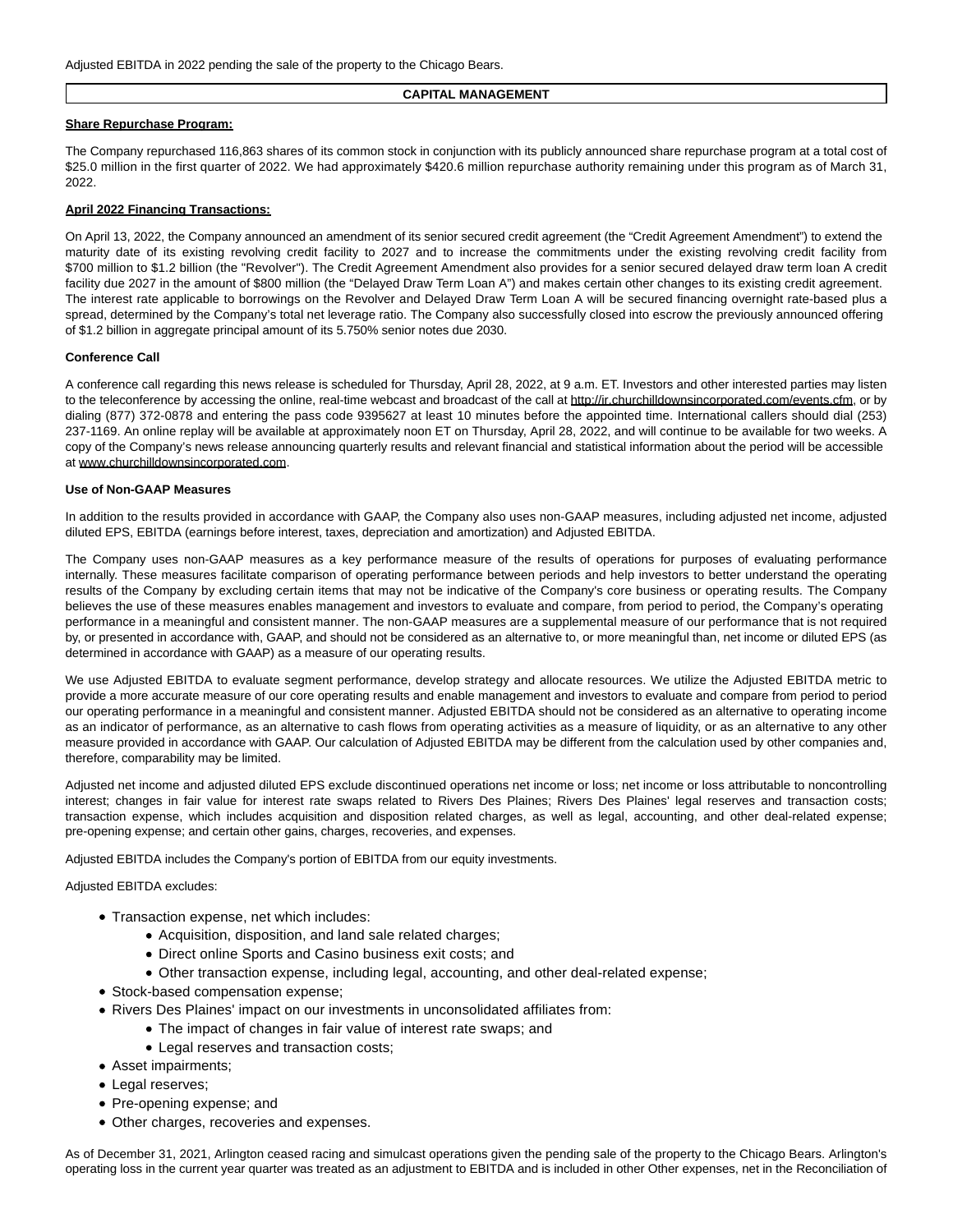Adjusted EBITDA in 2022 pending the sale of the property to the Chicago Bears.

## CAPITAL MANAGEMENT

**Share Repurchase Program:**

The Company repurchased 116,863 shares of its common stock in conjunction with its publicly announced share repurchase program at a total cost of $25.0 million in the first quarter of 2022. We had approximately $420.6 million repurchase authority remaining under this program as of March 31, 2022.

**April 2022 Financing Transactions:**

On April 13, 2022, the Company announced an amendment of its senior secured credit agreement (the "Credit Agreement Amendment") to extend the maturity date of its existing revolving credit facility to 2027 and to increase the commitments under the existing revolving credit facility from $700 million to $1.2 billion (the "Revolver"). The Credit Agreement Amendment also provides for a senior secured delayed draw term loan A credit facility due 2027 in the amount of $800 million (the "Delayed Draw Term Loan A") and makes certain other changes to its existing credit agreement. The interest rate applicable to borrowings on the Revolver and Delayed Draw Term Loan A will be secured financing overnight rate-based plus a spread, determined by the Company's total net leverage ratio. The Company also successfully closed into escrow the previously announced offering of $1.2 billion in aggregate principal amount of its 5.750% senior notes due 2030.

**Conference Call**

A conference call regarding this news release is scheduled for Thursday, April 28, 2022, at 9 a.m. ET. Investors and other interested parties may listen to the teleconference by accessing the online, real-time webcast and broadcast of the call at http://ir.churchilldownsincorporated.com/events.cfm, or by dialing (877) 372-0878 and entering the pass code 9395627 at least 10 minutes before the appointed time. International callers should dial (253) 237-1169. An online replay will be available at approximately noon ET on Thursday, April 28, 2022, and will continue to be available for two weeks. A copy of the Company's news release announcing quarterly results and relevant financial and statistical information about the period will be accessible at www.churchilldownsincorporated.com.

**Use of Non-GAAP Measures**

In addition to the results provided in accordance with GAAP, the Company also uses non-GAAP measures, including adjusted net income, adjusted diluted EPS, EBITDA (earnings before interest, taxes, depreciation and amortization) and Adjusted EBITDA.

The Company uses non-GAAP measures as a key performance measure of the results of operations for purposes of evaluating performance internally. These measures facilitate comparison of operating performance between periods and help investors to better understand the operating results of the Company by excluding certain items that may not be indicative of the Company's core business or operating results. The Company believes the use of these measures enables management and investors to evaluate and compare, from period to period, the Company's operating performance in a meaningful and consistent manner. The non-GAAP measures are a supplemental measure of our performance that is not required by, or presented in accordance with, GAAP, and should not be considered as an alternative to, or more meaningful than, net income or diluted EPS (as determined in accordance with GAAP) as a measure of our operating results.

We use Adjusted EBITDA to evaluate segment performance, develop strategy and allocate resources. We utilize the Adjusted EBITDA metric to provide a more accurate measure of our core operating results and enable management and investors to evaluate and compare from period to period our operating performance in a meaningful and consistent manner. Adjusted EBITDA should not be considered as an alternative to operating income as an indicator of performance, as an alternative to cash flows from operating activities as a measure of liquidity, or as an alternative to any other measure provided in accordance with GAAP. Our calculation of Adjusted EBITDA may be different from the calculation used by other companies and, therefore, comparability may be limited.

Adjusted net income and adjusted diluted EPS exclude discontinued operations net income or loss; net income or loss attributable to noncontrolling interest; changes in fair value for interest rate swaps related to Rivers Des Plaines; Rivers Des Plaines' legal reserves and transaction costs; transaction expense, which includes acquisition and disposition related charges, as well as legal, accounting, and other deal-related expense; pre-opening expense; and certain other gains, charges, recoveries, and expenses.

Adjusted EBITDA includes the Company's portion of EBITDA from our equity investments.

Adjusted EBITDA excludes:

- Transaction expense, net which includes:
  - Acquisition, disposition, and land sale related charges;
  - Direct online Sports and Casino business exit costs; and
  - Other transaction expense, including legal, accounting, and other deal-related expense;
- Stock-based compensation expense;
- Rivers Des Plaines' impact on our investments in unconsolidated affiliates from:
  - The impact of changes in fair value of interest rate swaps; and
  - Legal reserves and transaction costs;
- Asset impairments;
- Legal reserves;
- Pre-opening expense; and
- Other charges, recoveries and expenses.

As of December 31, 2021, Arlington ceased racing and simulcast operations given the pending sale of the property to the Chicago Bears. Arlington's operating loss in the current year quarter was treated as an adjustment to EBITDA and is included in other Other expenses, net in the Reconciliation of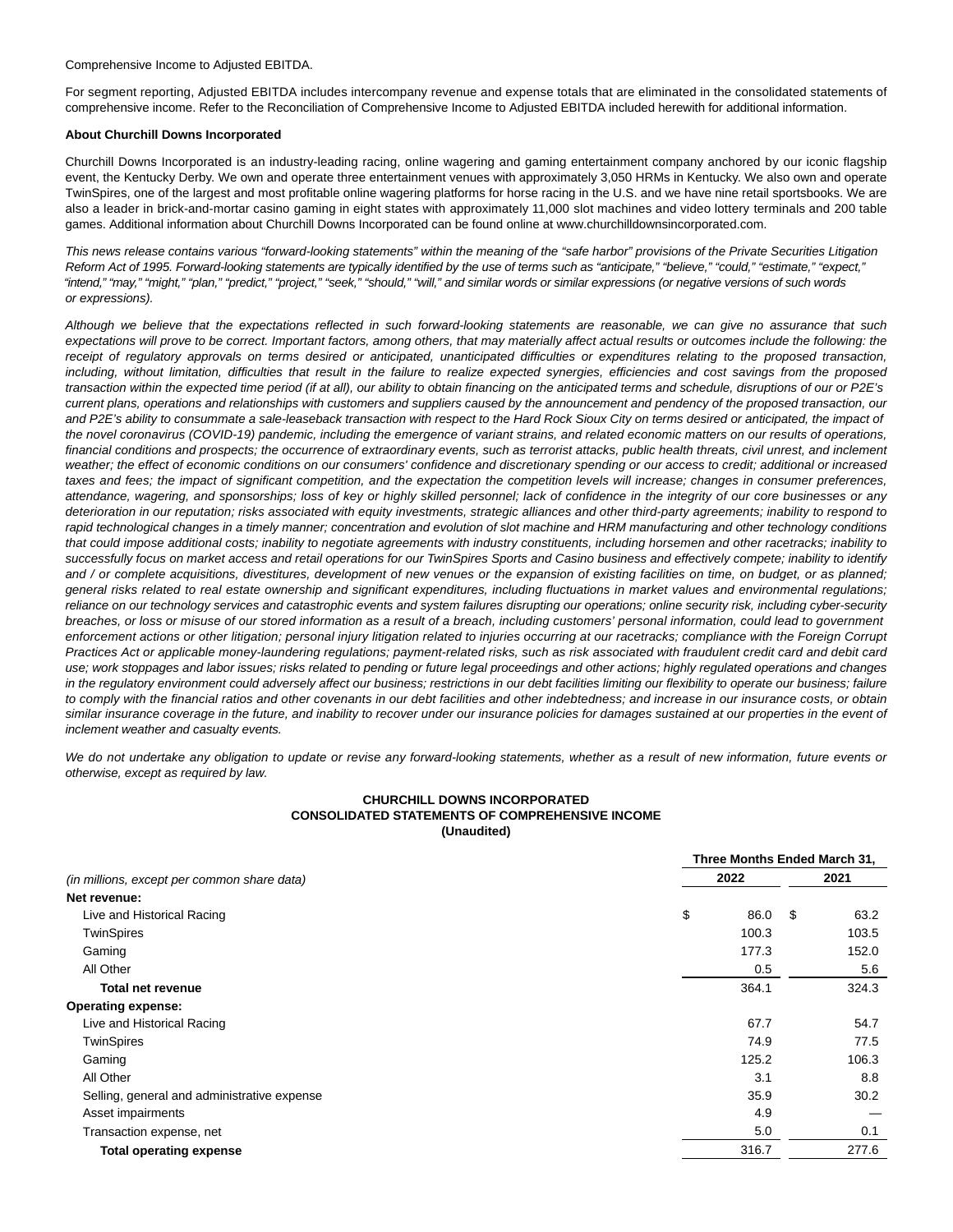Comprehensive Income to Adjusted EBITDA.

For segment reporting, Adjusted EBITDA includes intercompany revenue and expense totals that are eliminated in the consolidated statements of comprehensive income. Refer to the Reconciliation of Comprehensive Income to Adjusted EBITDA included herewith for additional information.

**About Churchill Downs Incorporated**

Churchill Downs Incorporated is an industry-leading racing, online wagering and gaming entertainment company anchored by our iconic flagship event, the Kentucky Derby. We own and operate three entertainment venues with approximately 3,050 HRMs in Kentucky. We also own and operate TwinSpires, one of the largest and most profitable online wagering platforms for horse racing in the U.S. and we have nine retail sportsbooks. We are also a leader in brick-and-mortar casino gaming in eight states with approximately 11,000 slot machines and video lottery terminals and 200 table games. Additional information about Churchill Downs Incorporated can be found online at www.churchilldownsincorporated.com.

*This news release contains various "forward-looking statements" within the meaning of the "safe harbor" provisions of the Private Securities Litigation Reform Act of 1995. Forward-looking statements are typically identified by the use of terms such as "anticipate," "believe," "could," "estimate," "expect," "intend," "may," "might," "plan," "predict," "project," "seek," "should," "will," and similar words or similar expressions (or negative versions of such words or expressions).*

*Although we believe that the expectations reflected in such forward-looking statements are reasonable, we can give no assurance that such expectations will prove to be correct. Important factors, among others, that may materially affect actual results or outcomes include the following: the receipt of regulatory approvals on terms desired or anticipated, unanticipated difficulties or expenditures relating to the proposed transaction, including, without limitation, difficulties that result in the failure to realize expected synergies, efficiencies and cost savings from the proposed transaction within the expected time period (if at all), our ability to obtain financing on the anticipated terms and schedule, disruptions of our or P2E's current plans, operations and relationships with customers and suppliers caused by the announcement and pendency of the proposed transaction, our and P2E's ability to consummate a sale-leaseback transaction with respect to the Hard Rock Sioux City on terms desired or anticipated, the impact of the novel coronavirus (COVID-19) pandemic, including the emergence of variant strains, and related economic matters on our results of operations, financial conditions and prospects; the occurrence of extraordinary events, such as terrorist attacks, public health threats, civil unrest, and inclement weather; the effect of economic conditions on our consumers' confidence and discretionary spending or our access to credit; additional or increased taxes and fees; the impact of significant competition, and the expectation the competition levels will increase; changes in consumer preferences, attendance, wagering, and sponsorships; loss of key or highly skilled personnel; lack of confidence in the integrity of our core businesses or any deterioration in our reputation; risks associated with equity investments, strategic alliances and other third-party agreements; inability to respond to rapid technological changes in a timely manner; concentration and evolution of slot machine and HRM manufacturing and other technology conditions that could impose additional costs; inability to negotiate agreements with industry constituents, including horsemen and other racetracks; inability to successfully focus on market access and retail operations for our TwinSpires Sports and Casino business and effectively compete; inability to identify and / or complete acquisitions, divestitures, development of new venues or the expansion of existing facilities on time, on budget, or as planned; general risks related to real estate ownership and significant expenditures, including fluctuations in market values and environmental regulations; reliance on our technology services and catastrophic events and system failures disrupting our operations; online security risk, including cyber-security breaches, or loss or misuse of our stored information as a result of a breach, including customers' personal information, could lead to government enforcement actions or other litigation; personal injury litigation related to injuries occurring at our racetracks; compliance with the Foreign Corrupt Practices Act or applicable money-laundering regulations; payment-related risks, such as risk associated with fraudulent credit card and debit card use; work stoppages and labor issues; risks related to pending or future legal proceedings and other actions; highly regulated operations and changes in the regulatory environment could adversely affect our business; restrictions in our debt facilities limiting our flexibility to operate our business; failure to comply with the financial ratios and other covenants in our debt facilities and other indebtedness; and increase in our insurance costs, or obtain similar insurance coverage in the future, and inability to recover under our insurance policies for damages sustained at our properties in the event of inclement weather and casualty events.*

*We do not undertake any obligation to update or revise any forward-looking statements, whether as a result of new information, future events or otherwise, except as required by law.*

**CHURCHILL DOWNS INCORPORATED**
**CONSOLIDATED STATEMENTS OF COMPREHENSIVE INCOME**
**(Unaudited)**

| | Three Months Ended March 31, | |
|---|---|---|
| *(in millions, except per common share data)* | **2022** | **2021** |
| **Net revenue:** | | |
| Live and Historical Racing | $ 86.0 | $ 63.2 |
| TwinSpires | 100.3 | 103.5 |
| Gaming | 177.3 | 152.0 |
| All Other | 0.5 | 5.6 |
| **Total net revenue** | 364.1 | 324.3 |
| **Operating expense:** | | |
| Live and Historical Racing | 67.7 | 54.7 |
| TwinSpires | 74.9 | 77.5 |
| Gaming | 125.2 | 106.3 |
| All Other | 3.1 | 8.8 |
| Selling, general and administrative expense | 35.9 | 30.2 |
| Asset impairments | 4.9 | — |
| Transaction expense, net | 5.0 | 0.1 |
| **Total operating expense** | 316.7 | 277.6 |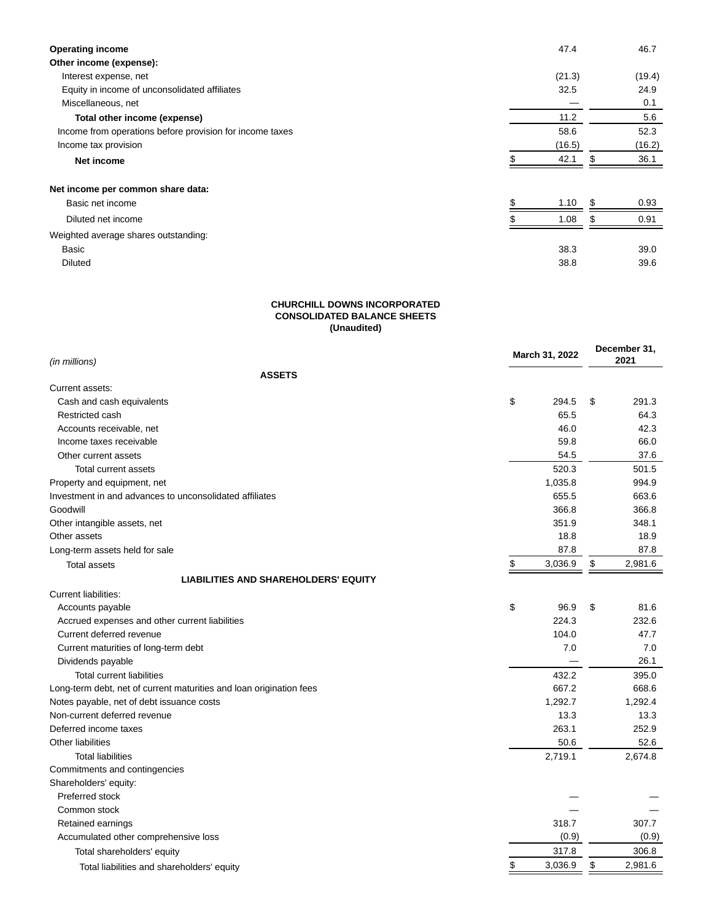| | | |
|---|---|---|
| **Operating income** | 47.4 | 46.7 |
| **Other income (expense):** | | |
| Interest expense, net | (21.3) | (19.4) |
| Equity in income of unconsolidated affiliates | 32.5 | 24.9 |
| Miscellaneous, net | — | 0.1 |
| **Total other income (expense)** | 11.2 | 5.6 |
| Income from operations before provision for income taxes | 58.6 | 52.3 |
| Income tax provision | (16.5) | (16.2) |
| **Net income** | $ 42.1 | $ 36.1 |
| | | |
| **Net income per common share data:** | | |
| Basic net income | $ 1.10 | $ 0.93 |
| Diluted net income | $ 1.08 | $ 0.91 |
| Weighted average shares outstanding: | | |
| Basic | 38.3 | 39.0 |
| Diluted | 38.8 | 39.6 |

**CHURCHILL DOWNS INCORPORATED**
**CONSOLIDATED BALANCE SHEETS**
**(Unaudited)**

| *(in millions)* | March 31, 2022 | December 31, 2021 |
|---|---|---|
| **ASSETS** | | |
| Current assets: | | |
| Cash and cash equivalents | $ 294.5 | $ 291.3 |
| Restricted cash | 65.5 | 64.3 |
| Accounts receivable, net | 46.0 | 42.3 |
| Income taxes receivable | 59.8 | 66.0 |
| Other current assets | 54.5 | 37.6 |
| Total current assets | 520.3 | 501.5 |
| Property and equipment, net | 1,035.8 | 994.9 |
| Investment in and advances to unconsolidated affiliates | 655.5 | 663.6 |
| Goodwill | 366.8 | 366.8 |
| Other intangible assets, net | 351.9 | 348.1 |
| Other assets | 18.8 | 18.9 |
| Long-term assets held for sale | 87.8 | 87.8 |
| Total assets | $ 3,036.9 | $ 2,981.6 |
| **LIABILITIES AND SHAREHOLDERS' EQUITY** | | |
| Current liabilities: | | |
| Accounts payable | $ 96.9 | $ 81.6 |
| Accrued expenses and other current liabilities | 224.3 | 232.6 |
| Current deferred revenue | 104.0 | 47.7 |
| Current maturities of long-term debt | 7.0 | 7.0 |
| Dividends payable | — | 26.1 |
| Total current liabilities | 432.2 | 395.0 |
| Long-term debt, net of current maturities and loan origination fees | 667.2 | 668.6 |
| Notes payable, net of debt issuance costs | 1,292.7 | 1,292.4 |
| Non-current deferred revenue | 13.3 | 13.3 |
| Deferred income taxes | 263.1 | 252.9 |
| Other liabilities | 50.6 | 52.6 |
| Total liabilities | 2,719.1 | 2,674.8 |
| Commitments and contingencies | | |
| Shareholders' equity: | | |
| Preferred stock | — | — |
| Common stock | — | — |
| Retained earnings | 318.7 | 307.7 |
| Accumulated other comprehensive loss | (0.9) | (0.9) |
| Total shareholders' equity | 317.8 | 306.8 |
| Total liabilities and shareholders' equity | $ 3,036.9 | $ 2,981.6 |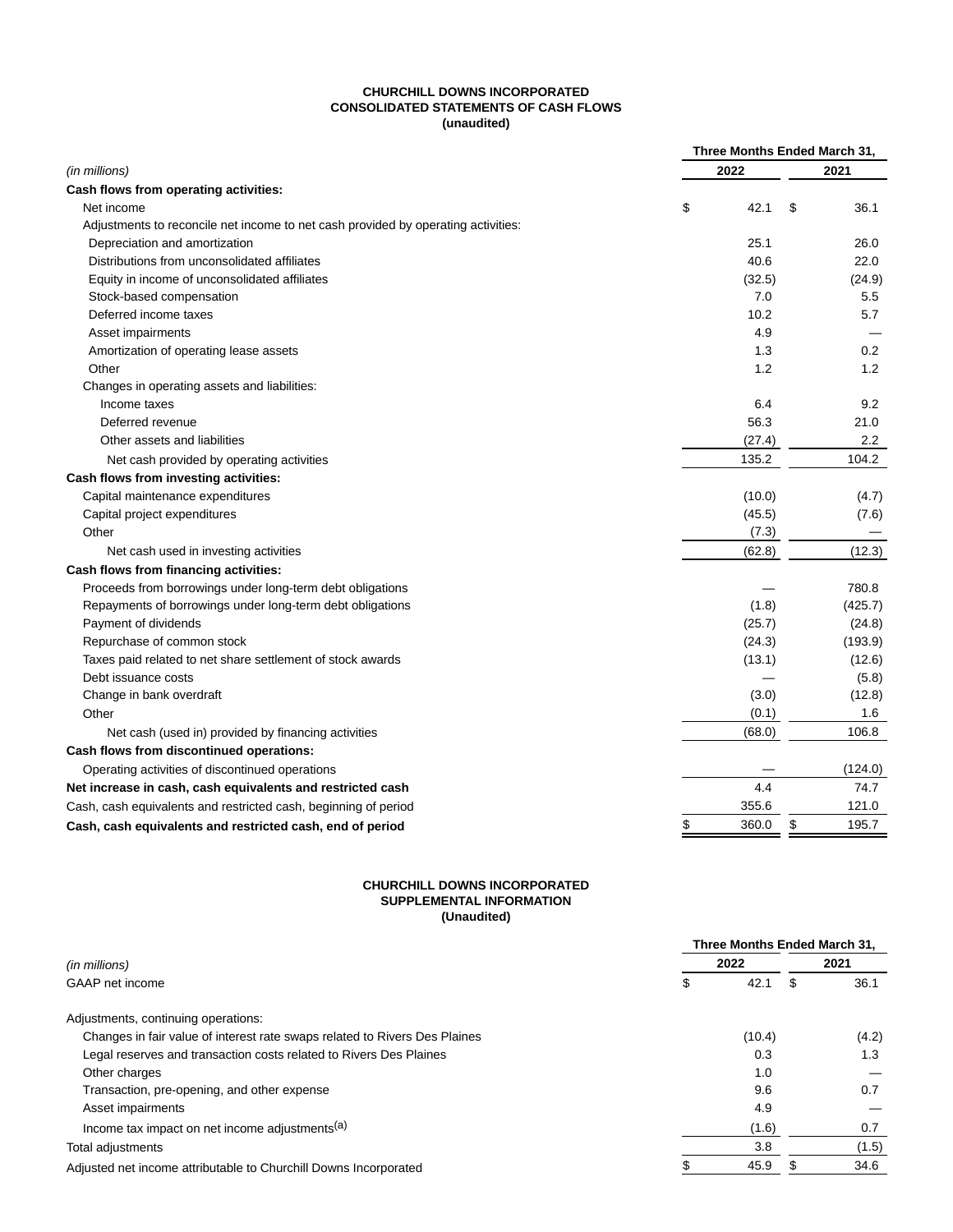**CHURCHILL DOWNS INCORPORATED**
**CONSOLIDATED STATEMENTS OF CASH FLOWS**
**(unaudited)**

| *(in millions)* | Three Months Ended March 31, 2022 | 2021 |
|---|---|---|
| **Cash flows from operating activities:** | | |
| Net income | $ 42.1 | $ 36.1 |
| Adjustments to reconcile net income to net cash provided by operating activities: | | |
| Depreciation and amortization | 25.1 | 26.0 |
| Distributions from unconsolidated affiliates | 40.6 | 22.0 |
| Equity in income of unconsolidated affiliates | (32.5) | (24.9) |
| Stock-based compensation | 7.0 | 5.5 |
| Deferred income taxes | 10.2 | 5.7 |
| Asset impairments | 4.9 | — |
| Amortization of operating lease assets | 1.3 | 0.2 |
| Other | 1.2 | 1.2 |
| Changes in operating assets and liabilities: | | |
| Income taxes | 6.4 | 9.2 |
| Deferred revenue | 56.3 | 21.0 |
| Other assets and liabilities | (27.4) | 2.2 |
| Net cash provided by operating activities | 135.2 | 104.2 |
| **Cash flows from investing activities:** | | |
| Capital maintenance expenditures | (10.0) | (4.7) |
| Capital project expenditures | (45.5) | (7.6) |
| Other | (7.3) | — |
| Net cash used in investing activities | (62.8) | (12.3) |
| **Cash flows from financing activities:** | | |
| Proceeds from borrowings under long-term debt obligations | — | 780.8 |
| Repayments of borrowings under long-term debt obligations | (1.8) | (425.7) |
| Payment of dividends | (25.7) | (24.8) |
| Repurchase of common stock | (24.3) | (193.9) |
| Taxes paid related to net share settlement of stock awards | (13.1) | (12.6) |
| Debt issuance costs | — | (5.8) |
| Change in bank overdraft | (3.0) | (12.8) |
| Other | (0.1) | 1.6 |
| Net cash (used in) provided by financing activities | (68.0) | 106.8 |
| **Cash flows from discontinued operations:** | | |
| Operating activities of discontinued operations | — | (124.0) |
| **Net increase in cash, cash equivalents and restricted cash** | 4.4 | 74.7 |
| Cash, cash equivalents and restricted cash, beginning of period | 355.6 | 121.0 |
| **Cash, cash equivalents and restricted cash, end of period** | $ 360.0 | $ 195.7 |

**CHURCHILL DOWNS INCORPORATED**
**SUPPLEMENTAL INFORMATION**
**(Unaudited)**

| *(in millions)* | Three Months Ended March 31, 2022 | 2021 |
|---|---|---|
| GAAP net income | $ 42.1 | $ 36.1 |
| | | |
| Adjustments, continuing operations: | | |
| Changes in fair value of interest rate swaps related to Rivers Des Plaines | (10.4) | (4.2) |
| Legal reserves and transaction costs related to Rivers Des Plaines | 0.3 | 1.3 |
| Other charges | 1.0 | — |
| Transaction, pre-opening, and other expense | 9.6 | 0.7 |
| Asset impairments | 4.9 | — |
| Income tax impact on net income adjustments[(a)] | (1.6) | 0.7 |
| Total adjustments | 3.8 | (1.5) |
| Adjusted net income attributable to Churchill Downs Incorporated | $ 45.9 | $ 34.6 |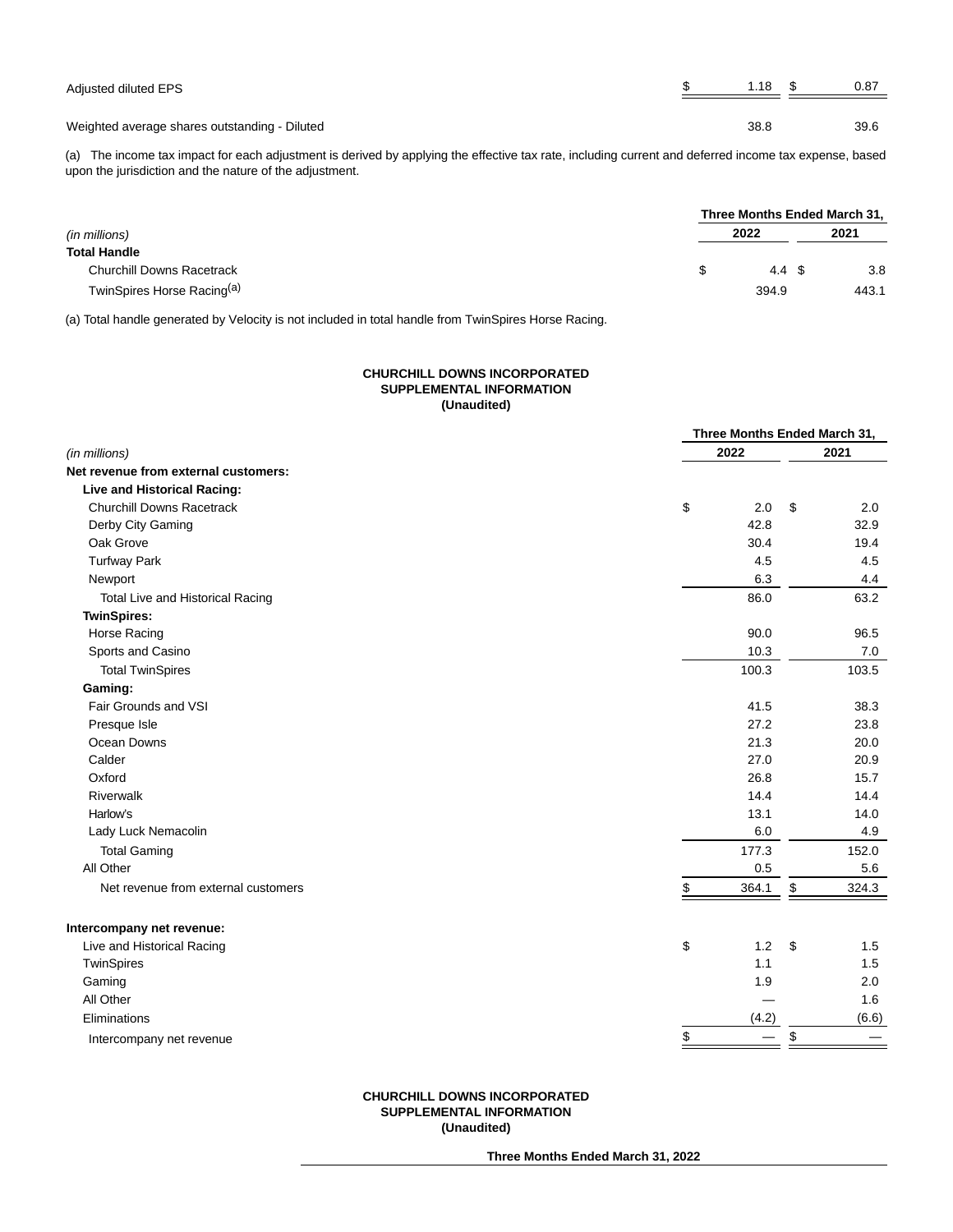| | | |
|---|---|---|
| Adjusted diluted EPS | $ 1.18 | $ 0.87 |
| Weighted average shares outstanding - Diluted | 38.8 | 39.6 |

(a) The income tax impact for each adjustment is derived by applying the effective tax rate, including current and deferred income tax expense, based upon the jurisdiction and the nature of the adjustment.

| | Three Months Ended March 31, | |
|---|---|---|
| *(in millions)* | 2022 | 2021 |
| **Total Handle** | | |
| Churchill Downs Racetrack | $ 4.4 | $ 3.8 |
| TwinSpires Horse Racing[(a)] | 394.9 | 443.1 |

(a) Total handle generated by Velocity is not included in total handle from TwinSpires Horse Racing.

**CHURCHILL DOWNS INCORPORATED**
**SUPPLEMENTAL INFORMATION**
**(Unaudited)**

| | Three Months Ended March 31, | |
|---|---|---|
| *(in millions)* | 2022 | 2021 |
| **Net revenue from external customers:** | | |
| **Live and Historical Racing:** | | |
| Churchill Downs Racetrack | $ 2.0 | $ 2.0 |
| Derby City Gaming | 42.8 | 32.9 |
| Oak Grove | 30.4 | 19.4 |
| Turfway Park | 4.5 | 4.5 |
| Newport | 6.3 | 4.4 |
| Total Live and Historical Racing | 86.0 | 63.2 |
| **TwinSpires:** | | |
| Horse Racing | 90.0 | 96.5 |
| Sports and Casino | 10.3 | 7.0 |
| Total TwinSpires | 100.3 | 103.5 |
| **Gaming:** | | |
| Fair Grounds and VSI | 41.5 | 38.3 |
| Presque Isle | 27.2 | 23.8 |
| Ocean Downs | 21.3 | 20.0 |
| Calder | 27.0 | 20.9 |
| Oxford | 26.8 | 15.7 |
| Riverwalk | 14.4 | 14.4 |
| Harlow's | 13.1 | 14.0 |
| Lady Luck Nemacolin | 6.0 | 4.9 |
| Total Gaming | 177.3 | 152.0 |
| All Other | 0.5 | 5.6 |
| Net revenue from external customers | $ 364.1 | $ 324.3 |
| | | |
| **Intercompany net revenue:** | | |
| Live and Historical Racing | $ 1.2 | $ 1.5 |
| TwinSpires | 1.1 | 1.5 |
| Gaming | 1.9 | 2.0 |
| All Other | — | 1.6 |
| Eliminations | (4.2) | (6.6) |
| Intercompany net revenue | $ — | $ — |

**CHURCHILL DOWNS INCORPORATED**
**SUPPLEMENTAL INFORMATION**
**(Unaudited)**

**Three Months Ended March 31, 2022**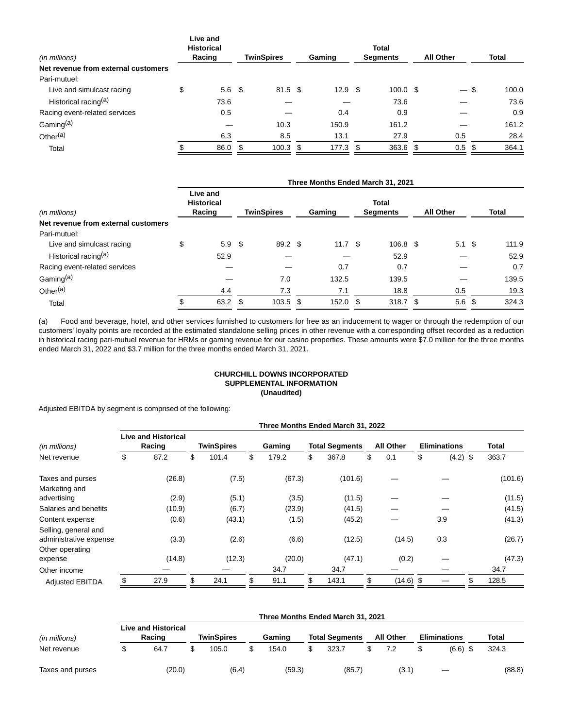| (in millions) | Live and Historical Racing | TwinSpires | Gaming | Total Segments | All Other | Total |
|---|---|---|---|---|---|---|
| **Net revenue from external customers** | | | | | | |
| Pari-mutuel: | | | | | | |
| Live and simulcast racing | $ 5.6 | $ 81.5 | $ 12.9 | $ 100.0 | $ — | $ 100.0 |
| Historical racing[(a)] | 73.6 | — | — | 73.6 | — | 73.6 |
| Racing event-related services | 0.5 | — | 0.4 | 0.9 | — | 0.9 |
| Gaming[(a)] | — | 10.3 | 150.9 | 161.2 | — | 161.2 |
| Other[(a)] | 6.3 | 8.5 | 13.1 | 27.9 | 0.5 | 28.4 |
| Total | $ 86.0 | $ 100.3 | $ 177.3 | $ 363.6 | $ 0.5 | $ 364.1 |

| | Three Months Ended March 31, 2021 | | | | | |
|---|---|---|---|---|---|---|
| (in millions) | Live and Historical Racing | TwinSpires | Gaming | Total Segments | All Other | Total |
| **Net revenue from external customers** | | | | | | |
| Pari-mutuel: | | | | | | |
| Live and simulcast racing | $ 5.9 | $ 89.2 | $ 11.7 | $ 106.8 | $ 5.1 | $ 111.9 |
| Historical racing[(a)] | 52.9 | — | — | 52.9 | — | 52.9 |
| Racing event-related services | — | — | 0.7 | 0.7 | — | 0.7 |
| Gaming[(a)] | — | 7.0 | 132.5 | 139.5 | — | 139.5 |
| Other[(a)] | 4.4 | 7.3 | 7.1 | 18.8 | 0.5 | 19.3 |
| Total | $ 63.2 | $ 103.5 | $ 152.0 | $ 318.7 | $ 5.6 | $ 324.3 |

(a) Food and beverage, hotel, and other services furnished to customers for free as an inducement to wager or through the redemption of our customers' loyalty points are recorded at the estimated standalone selling prices in other revenue with a corresponding offset recorded as a reduction in historical racing pari-mutuel revenue for HRMs or gaming revenue for our casino properties. These amounts were $7.0 million for the three months ended March 31, 2022 and $3.7 million for the three months ended March 31, 2021.

**CHURCHILL DOWNS INCORPORATED**
**SUPPLEMENTAL INFORMATION**
**(Unaudited)**

Adjusted EBITDA by segment is comprised of the following:

| | Three Months Ended March 31, 2022 | | | | | | |
|---|---|---|---|---|---|---|---|
| (in millions) | Live and Historical Racing | TwinSpires | Gaming | Total Segments | All Other | Eliminations | Total |
| Net revenue | $ 87.2 | $ 101.4 | $ 179.2 | $ 367.8 | $ 0.1 | $ (4.2) | $ 363.7 |
| Taxes and purses | (26.8) | (7.5) | (67.3) | (101.6) | — | — | (101.6) |
| Marketing and advertising | (2.9) | (5.1) | (3.5) | (11.5) | — | — | (11.5) |
| Salaries and benefits | (10.9) | (6.7) | (23.9) | (41.5) | — | — | (41.5) |
| Content expense | (0.6) | (43.1) | (1.5) | (45.2) | — | 3.9 | (41.3) |
| Selling, general and administrative expense | (3.3) | (2.6) | (6.6) | (12.5) | (14.5) | 0.3 | (26.7) |
| Other operating expense | (14.8) | (12.3) | (20.0) | (47.1) | (0.2) | — | (47.3) |
| Other income | — | — | 34.7 | 34.7 | — | — | 34.7 |
| Adjusted EBITDA | $ 27.9 | $ 24.1 | $ 91.1 | $ 143.1 | $ (14.6) | $ — | $ 128.5 |

| | Three Months Ended March 31, 2021 | | | | | | |
|---|---|---|---|---|---|---|---|
| (in millions) | Live and Historical Racing | TwinSpires | Gaming | Total Segments | All Other | Eliminations | Total |
| Net revenue | $ 64.7 | $ 105.0 | $ 154.0 | $ 323.7 | $ 7.2 | $ (6.6) | $ 324.3 |
| Taxes and purses | (20.0) | (6.4) | (59.3) | (85.7) | (3.1) | — | (88.8) |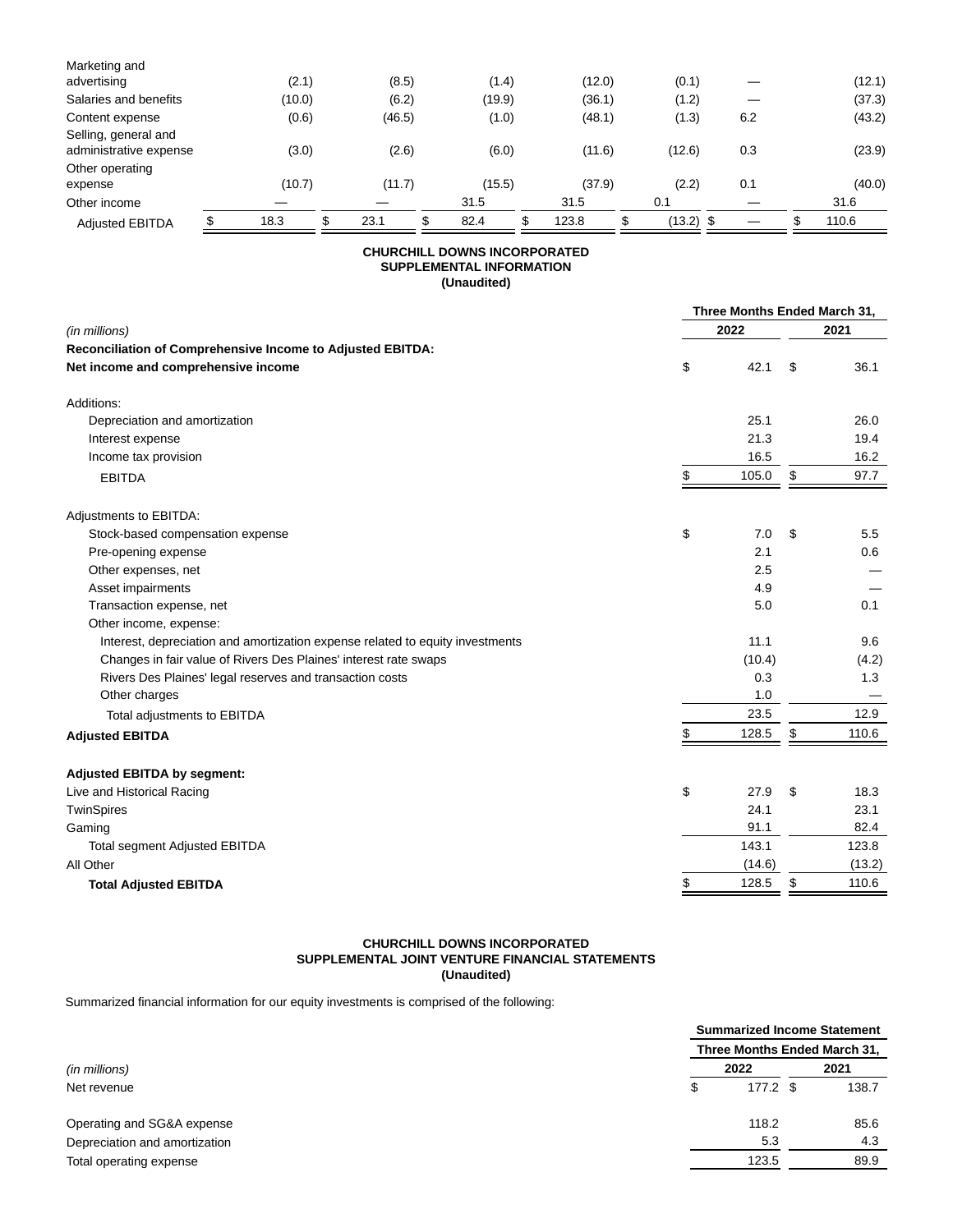| | | | | | | | |
|---|---|---|---|---|---|---|---|
| Marketing and advertising | (2.1) | (8.5) | (1.4) | (12.0) | (0.1) | — | (12.1) |
| Salaries and benefits | (10.0) | (6.2) | (19.9) | (36.1) | (1.2) | — | (37.3) |
| Content expense | (0.6) | (46.5) | (1.0) | (48.1) | (1.3) | 6.2 | (43.2) |
| Selling, general and administrative expense | (3.0) | (2.6) | (6.0) | (11.6) | (12.6) | 0.3 | (23.9) |
| Other operating expense | (10.7) | (11.7) | (15.5) | (37.9) | (2.2) | 0.1 | (40.0) |
| Other income | — | — | 31.5 | 31.5 | 0.1 | — | 31.6 |
| Adjusted EBITDA | $ 18.3 | $ 23.1 | $ 82.4 | $ 123.8 | $ (13.2) | $ — | $ 110.6 |

**CHURCHILL DOWNS INCORPORATED**
**SUPPLEMENTAL INFORMATION**
**(Unaudited)**

| | Three Months Ended March 31, | |
|---|---|---|
| *(in millions)* | 2022 | 2021 |
| **Reconciliation of Comprehensive Income to Adjusted EBITDA:** | | |
| **Net income and comprehensive income** | $ 42.1 | $ 36.1 |
| | | |
| Additions: | | |
| Depreciation and amortization | 25.1 | 26.0 |
| Interest expense | 21.3 | 19.4 |
| Income tax provision | 16.5 | 16.2 |
| EBITDA | $ 105.0 | $ 97.7 |
| | | |
| Adjustments to EBITDA: | | |
| Stock-based compensation expense | $ 7.0 | $ 5.5 |
| Pre-opening expense | 2.1 | 0.6 |
| Other expenses, net | 2.5 | — |
| Asset impairments | 4.9 | — |
| Transaction expense, net | 5.0 | 0.1 |
| Other income, expense: | | |
| Interest, depreciation and amortization expense related to equity investments | 11.1 | 9.6 |
| Changes in fair value of Rivers Des Plaines' interest rate swaps | (10.4) | (4.2) |
| Rivers Des Plaines' legal reserves and transaction costs | 0.3 | 1.3 |
| Other charges | 1.0 | — |
| Total adjustments to EBITDA | 23.5 | 12.9 |
| **Adjusted EBITDA** | $ 128.5 | $ 110.6 |
| | | |
| **Adjusted EBITDA by segment:** | | |
| Live and Historical Racing | $ 27.9 | $ 18.3 |
| TwinSpires | 24.1 | 23.1 |
| Gaming | 91.1 | 82.4 |
| Total segment Adjusted EBITDA | 143.1 | 123.8 |
| All Other | (14.6) | (13.2) |
| **Total Adjusted EBITDA** | $ 128.5 | $ 110.6 |

**CHURCHILL DOWNS INCORPORATED**
**SUPPLEMENTAL JOINT VENTURE FINANCIAL STATEMENTS**
**(Unaudited)**

Summarized financial information for our equity investments is comprised of the following:

| | Summarized Income Statement | |
|---|---|---|
| | Three Months Ended March 31, | |
| *(in millions)* | 2022 | 2021 |
| Net revenue | $ 177.2 | $ 138.7 |
| | | |
| Operating and SG&A expense | 118.2 | 85.6 |
| Depreciation and amortization | 5.3 | 4.3 |
| Total operating expense | 123.5 | 89.9 |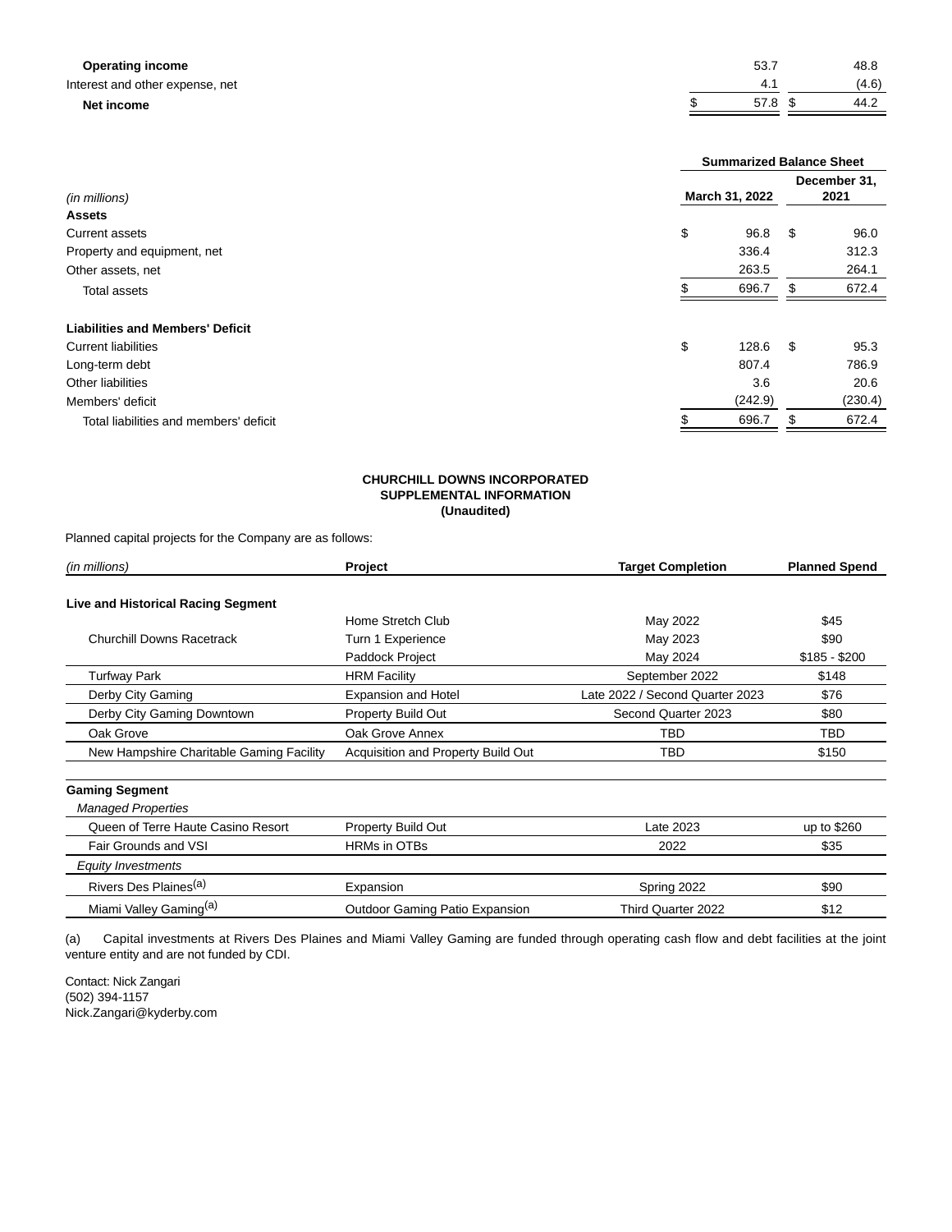| | | |
|---|---|---|
| **Operating income** | 53.7 | 48.8 |
| Interest and other expense, net | 4.1 | (4.6) |
| **Net income** | $ 57.8 | $ 44.2 |

| | Summarized Balance Sheet | |
|---|---|---|
| *(in millions)* | **March 31, 2022** | **December 31, 2021** |
| **Assets** | | |
| Current assets | $ 96.8 | $ 96.0 |
| Property and equipment, net | 336.4 | 312.3 |
| Other assets, net | 263.5 | 264.1 |
| Total assets | $ 696.7 | $ 672.4 |
| | | |
| **Liabilities and Members' Deficit** | | |
| Current liabilities | $ 128.6 | $ 95.3 |
| Long-term debt | 807.4 | 786.9 |
| Other liabilities | 3.6 | 20.6 |
| Members' deficit | (242.9) | (230.4) |
| Total liabilities and members' deficit | $ 696.7 | $ 672.4 |

**CHURCHILL DOWNS INCORPORATED**
**SUPPLEMENTAL INFORMATION**
**(Unaudited)**

Planned capital projects for the Company are as follows:

| *(in millions)* | **Project** | **Target Completion** | **Planned Spend** |
|---|---|---|---|
| **Live and Historical Racing Segment** | | | |
| | Home Stretch Club | May 2022 | $45 |
| Churchill Downs Racetrack | Turn 1 Experience | May 2023 | $90 |
| | Paddock Project | May 2024 | $185 - $200 |
| Turfway Park | HRM Facility | September 2022 | $148 |
| Derby City Gaming | Expansion and Hotel | Late 2022 / Second Quarter 2023 | $76 |
| Derby City Gaming Downtown | Property Build Out | Second Quarter 2023 | $80 |
| Oak Grove | Oak Grove Annex | TBD | TBD |
| New Hampshire Charitable Gaming Facility | Acquisition and Property Build Out | TBD | $150 |
| **Gaming Segment** | | | |
| *Managed Properties* | | | |
| Queen of Terre Haute Casino Resort | Property Build Out | Late 2023 | up to $260 |
| Fair Grounds and VSI | HRMs in OTBs | 2022 | $35 |
| *Equity Investments* | | | |
| Rivers Des Plaines[(a)] | Expansion | Spring 2022 | $90 |
| Miami Valley Gaming[(a)] | Outdoor Gaming Patio Expansion | Third Quarter 2022 | $12 |

(a) Capital investments at Rivers Des Plaines and Miami Valley Gaming are funded through operating cash flow and debt facilities at the joint venture entity and are not funded by CDI.

Contact: Nick Zangari
(502) 394-1157
Nick.Zangari@kyderby.com